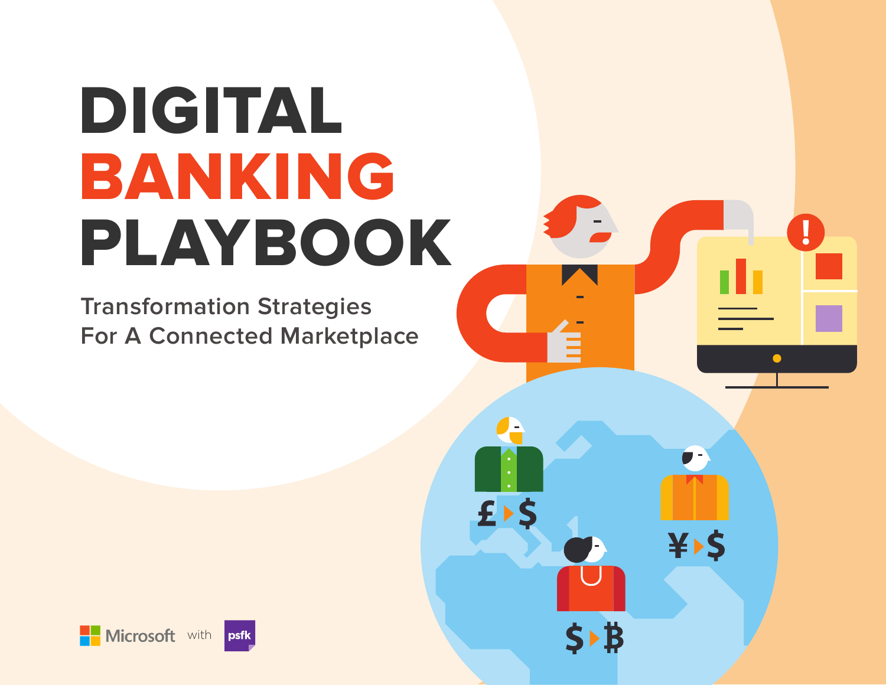# DIGITAL BANKING PLAYBOOK

Transformation Strategies
For A Connected Marketplace

Microsoft with psfk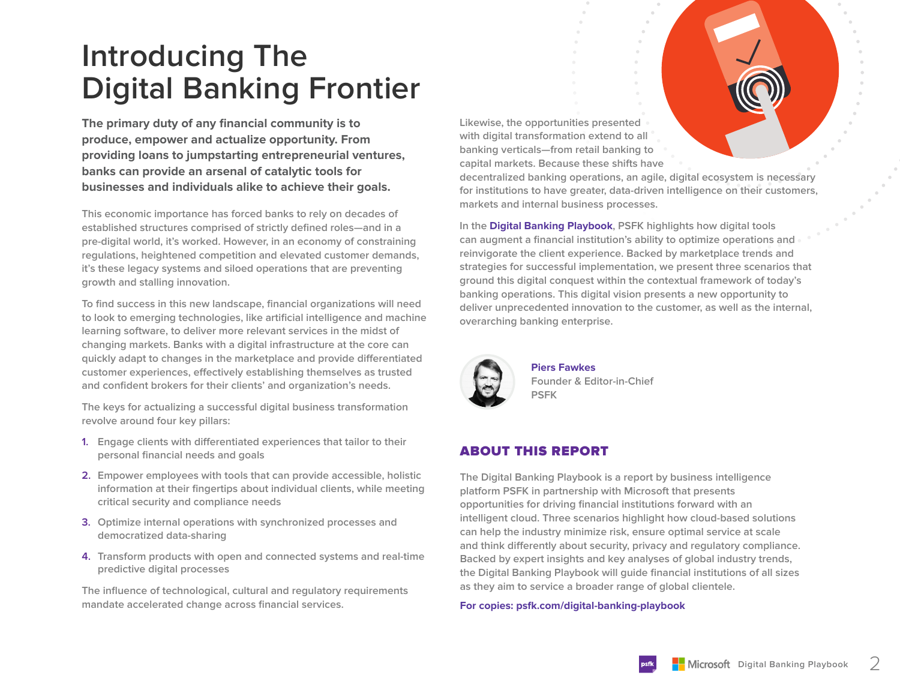# Introducing The Digital Banking Frontier

**The primary duty of any financial community is to produce, empower and actualize opportunity. From providing loans to jumpstarting entrepreneurial ventures, banks can provide an arsenal of catalytic tools for businesses and individuals alike to achieve their goals.**

This economic importance has forced banks to rely on decades of established structures comprised of strictly defined roles—and in a pre-digital world, it's worked. However, in an economy of constraining regulations, heightened competition and elevated customer demands, it's these legacy systems and siloed operations that are preventing growth and stalling innovation.

To find success in this new landscape, financial organizations will need to look to emerging technologies, like artificial intelligence and machine learning software, to deliver more relevant services in the midst of changing markets. Banks with a digital infrastructure at the core can quickly adapt to changes in the marketplace and provide differentiated customer experiences, effectively establishing themselves as trusted and confident brokers for their clients' and organization's needs.

The keys for actualizing a successful digital business transformation revolve around four key pillars:

1. Engage clients with differentiated experiences that tailor to their personal financial needs and goals
2. Empower employees with tools that can provide accessible, holistic information at their fingertips about individual clients, while meeting critical security and compliance needs
3. Optimize internal operations with synchronized processes and democratized data-sharing
4. Transform products with open and connected systems and real-time predictive digital processes

The influence of technological, cultural and regulatory requirements mandate accelerated change across financial services.

Likewise, the opportunities presented with digital transformation extend to all banking verticals—from retail banking to capital markets. Because these shifts have decentralized banking operations, an agile, digital ecosystem is necessary for institutions to have greater, data-driven intelligence on their customers, markets and internal business processes.

In the **Digital Banking Playbook**, PSFK highlights how digital tools can augment a financial institution's ability to optimize operations and reinvigorate the client experience. Backed by marketplace trends and strategies for successful implementation, we present three scenarios that ground this digital conquest within the contextual framework of today's banking operations. This digital vision presents a new opportunity to deliver unprecedented innovation to the customer, as well as the internal, overarching banking enterprise.

**Piers Fawkes**
Founder & Editor-in-Chief
PSFK

## ABOUT THIS REPORT

The Digital Banking Playbook is a report by business intelligence platform PSFK in partnership with Microsoft that presents opportunities for driving financial institutions forward with an intelligent cloud. Three scenarios highlight how cloud-based solutions can help the industry minimize risk, ensure optimal service at scale and think differently about security, privacy and regulatory compliance. Backed by expert insights and key analyses of global industry trends, the Digital Banking Playbook will guide financial institutions of all sizes as they aim to service a broader range of global clientele.

**For copies: psfk.com/digital-banking-playbook**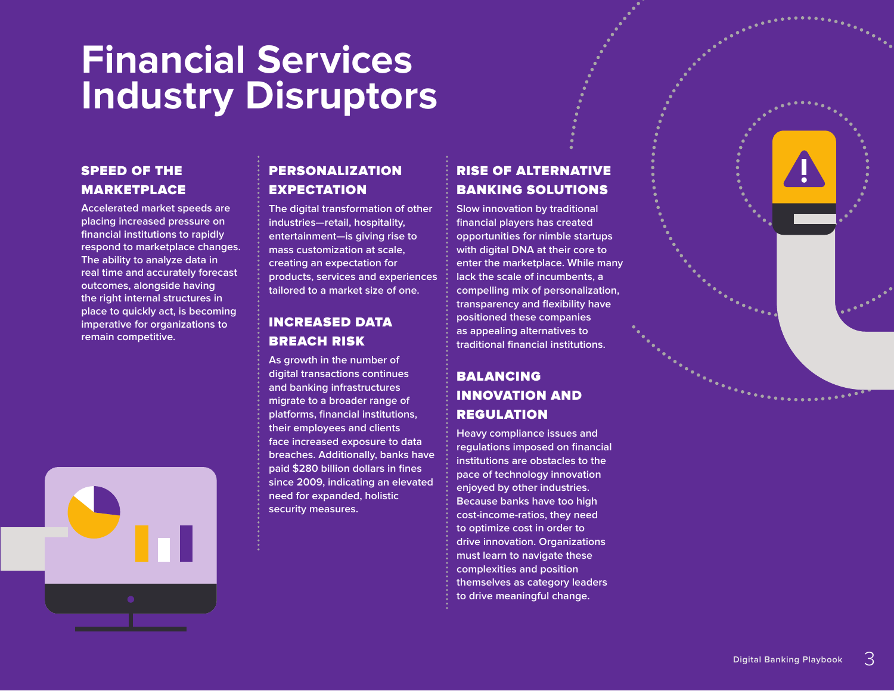# Financial Services Industry Disruptors

### SPEED OF THE MARKETPLACE

Accelerated market speeds are placing increased pressure on financial institutions to rapidly respond to marketplace changes. The ability to analyze data in real time and accurately forecast outcomes, alongside having the right internal structures in place to quickly act, is becoming imperative for organizations to remain competitive.

### PERSONALIZATION EXPECTATION

The digital transformation of other industries—retail, hospitality, entertainment—is giving rise to mass customization at scale, creating an expectation for products, services and experiences tailored to a market size of one.

### INCREASED DATA BREACH RISK

As growth in the number of digital transactions continues and banking infrastructures migrate to a broader range of platforms, financial institutions, their employees and clients face increased exposure to data breaches. Additionally, banks have paid $280 billion dollars in fines since 2009, indicating an elevated need for expanded, holistic security measures.

### RISE OF ALTERNATIVE BANKING SOLUTIONS

Slow innovation by traditional financial players has created opportunities for nimble startups with digital DNA at their core to enter the marketplace. While many lack the scale of incumbents, a compelling mix of personalization, transparency and flexibility have positioned these companies as appealing alternatives to traditional financial institutions.

### BALANCING INNOVATION AND REGULATION

Heavy compliance issues and regulations imposed on financial institutions are obstacles to the pace of technology innovation enjoyed by other industries. Because banks have too high cost-income-ratios, they need to optimize cost in order to drive innovation. Organizations must learn to navigate these complexities and position themselves as category leaders to drive meaningful change.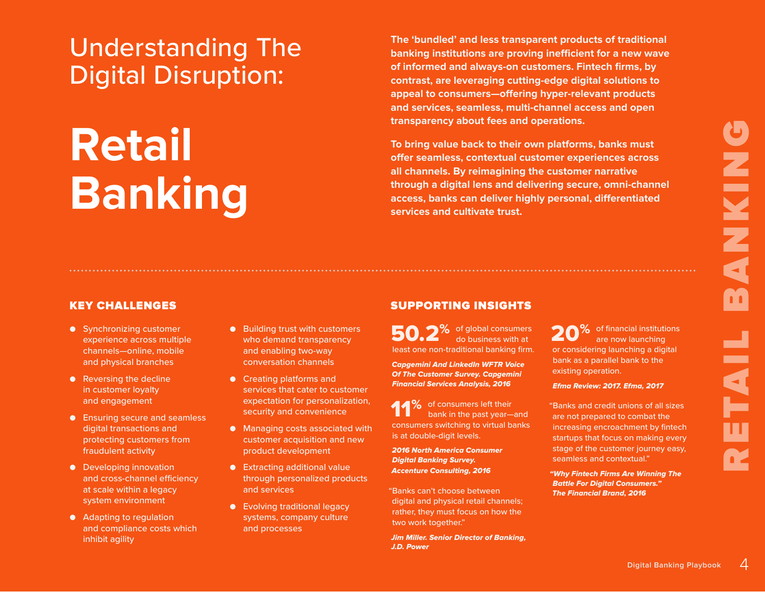# Understanding The Digital Disruption:

# Retail Banking

**The 'bundled' and less transparent products of traditional banking institutions are proving inefficient for a new wave of informed and always-on customers. Fintech firms, by contrast, are leveraging cutting-edge digital solutions to appeal to consumers—offering hyper-relevant products and services, seamless, multi-channel access and open transparency about fees and operations.**

**To bring value back to their own platforms, banks must offer seamless, contextual customer experiences across all channels. By reimagining the customer narrative through a digital lens and delivering secure, omni-channel access, banks can deliver highly personal, differentiated services and cultivate trust.**

## KEY CHALLENGES

- Synchronizing customer experience across multiple channels—online, mobile and physical branches
- Reversing the decline in customer loyalty and engagement
- Ensuring secure and seamless digital transactions and protecting customers from fraudulent activity
- Developing innovation and cross-channel efficiency at scale within a legacy system environment
- Adapting to regulation and compliance costs which inhibit agility
- Building trust with customers who demand transparency and enabling two-way conversation channels
- Creating platforms and services that cater to customer expectation for personalization, security and convenience
- Managing costs associated with customer acquisition and new product development
- Extracting additional value through personalized products and services
- Evolving traditional legacy systems, company culture and processes

## SUPPORTING INSIGHTS

**50.2%** of global consumers do business with at least one non-traditional banking firm.

***Capgemini And LinkedIn WFTR Voice Of The Customer Survey. Capgemini Financial Services Analysis, 2016***

**11%** of consumers left their bank in the past year—and consumers switching to virtual banks is at double-digit levels.

***2016 North America Consumer Digital Banking Survey. Accenture Consulting, 2016***

"Banks can't choose between digital and physical retail channels; rather, they must focus on how the two work together."

***Jim Miller. Senior Director of Banking, J.D. Power***

**20%** of financial institutions are now launching or considering launching a digital bank as a parallel bank to the existing operation.

***Efma Review: 2017. Efma, 2017***

"Banks and credit unions of all sizes are not prepared to combat the increasing encroachment by fintech startups that focus on making every stage of the customer journey easy, seamless and contextual."

***"Why Fintech Firms Are Winning The Battle For Digital Consumers." The Financial Brand, 2016***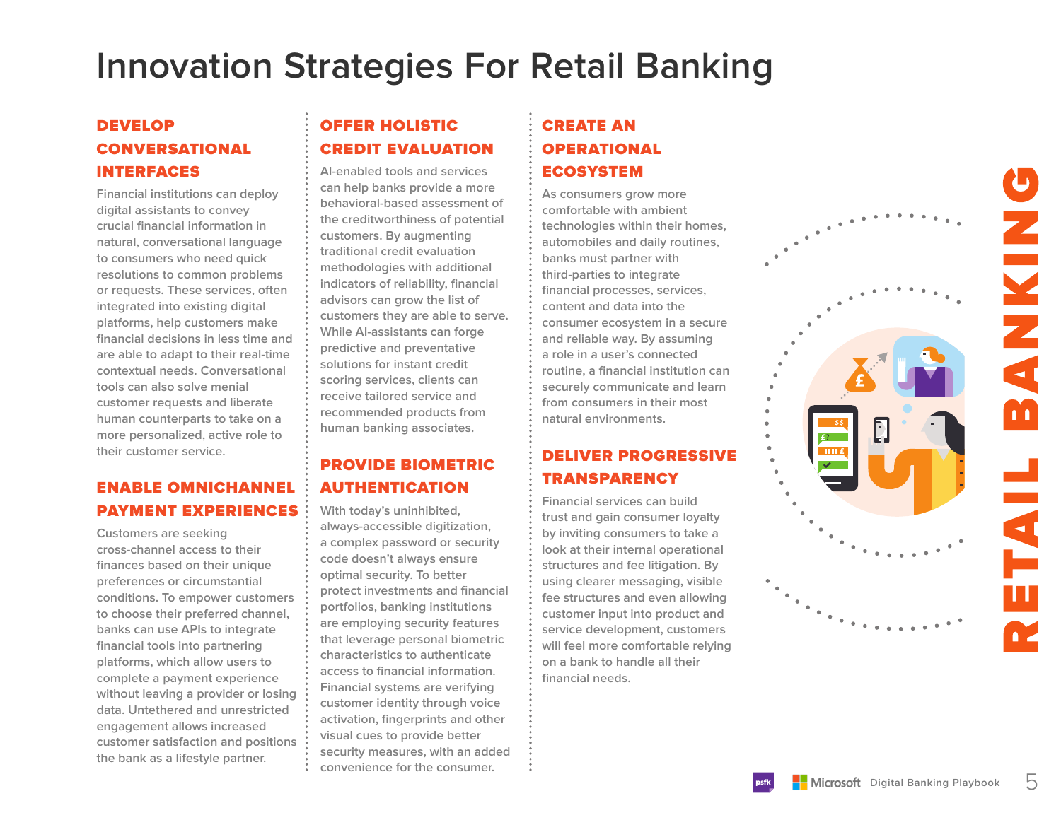# Innovation Strategies For Retail Banking

## DEVELOP CONVERSATIONAL INTERFACES

Financial institutions can deploy digital assistants to convey crucial financial information in natural, conversational language to consumers who need quick resolutions to common problems or requests. These services, often integrated into existing digital platforms, help customers make financial decisions in less time and are able to adapt to their real-time contextual needs. Conversational tools can also solve menial customer requests and liberate human counterparts to take on a more personalized, active role to their customer service.

## ENABLE OMNICHANNEL PAYMENT EXPERIENCES

Customers are seeking cross-channel access to their finances based on their unique preferences or circumstantial conditions. To empower customers to choose their preferred channel, banks can use APIs to integrate financial tools into partnering platforms, which allow users to complete a payment experience without leaving a provider or losing data. Untethered and unrestricted engagement allows increased customer satisfaction and positions the bank as a lifestyle partner.

## OFFER HOLISTIC CREDIT EVALUATION

AI-enabled tools and services can help banks provide a more behavioral-based assessment of the creditworthiness of potential customers. By augmenting traditional credit evaluation methodologies with additional indicators of reliability, financial advisors can grow the list of customers they are able to serve. While AI-assistants can forge predictive and preventative solutions for instant credit scoring services, clients can receive tailored service and recommended products from human banking associates.

## PROVIDE BIOMETRIC AUTHENTICATION

With today's uninhibited, always-accessible digitization, a complex password or security code doesn't always ensure optimal security. To better protect investments and financial portfolios, banking institutions are employing security features that leverage personal biometric characteristics to authenticate access to financial information. Financial systems are verifying customer identity through voice activation, fingerprints and other visual cues to provide better security measures, with an added convenience for the consumer.

## CREATE AN OPERATIONAL ECOSYSTEM

As consumers grow more comfortable with ambient technologies within their homes, automobiles and daily routines, banks must partner with third-parties to integrate financial processes, services, content and data into the consumer ecosystem in a secure and reliable way. By assuming a role in a user's connected routine, a financial institution can securely communicate and learn from consumers in their most natural environments.

## DELIVER PROGRESSIVE TRANSPARENCY

Financial services can build trust and gain consumer loyalty by inviting consumers to take a look at their internal operational structures and fee litigation. By using clearer messaging, visible fee structures and even allowing customer input into product and service development, customers will feel more comfortable relying on a bank to handle all their financial needs.

RETAIL BANKING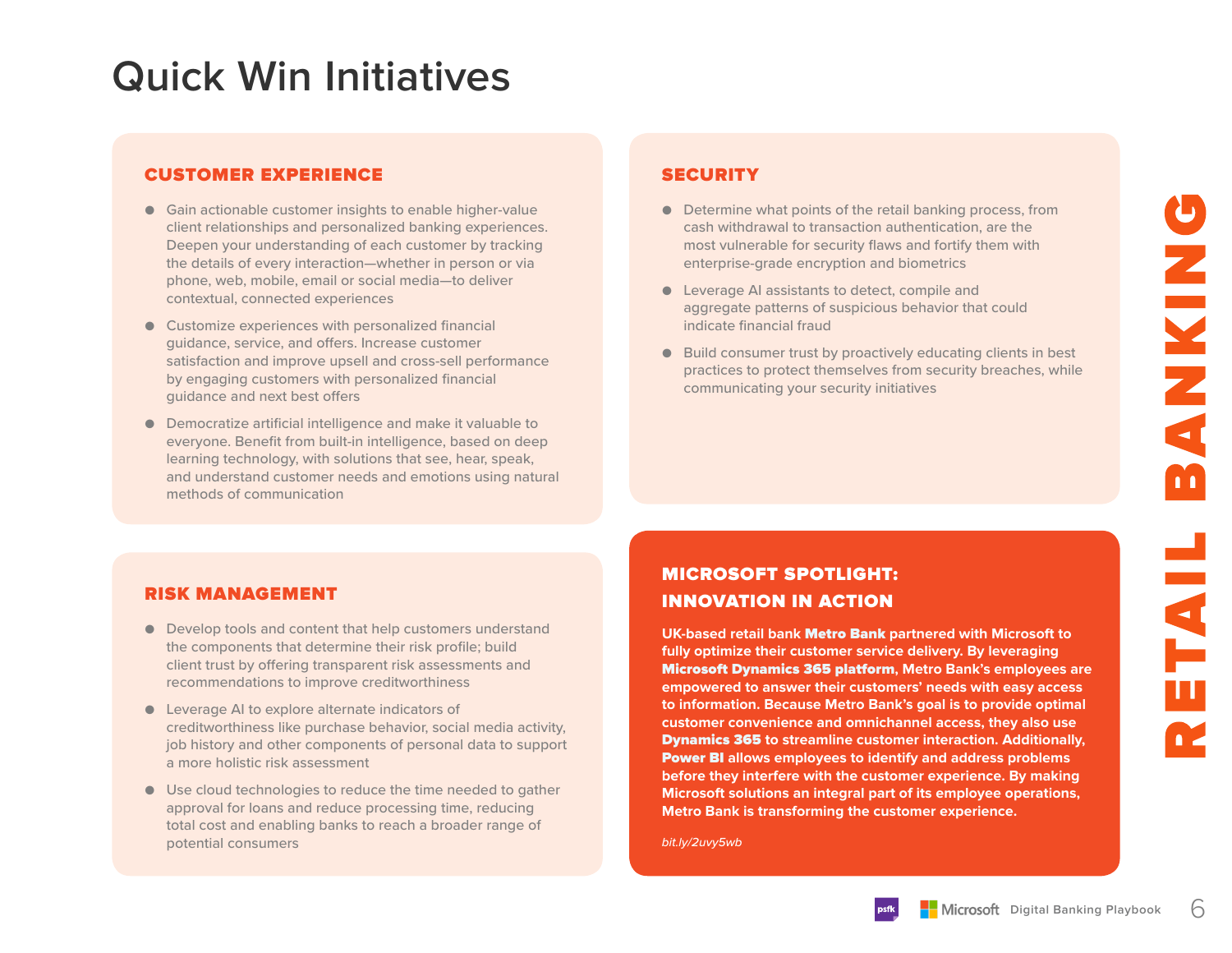# Quick Win Initiatives

## CUSTOMER EXPERIENCE

- Gain actionable customer insights to enable higher-value client relationships and personalized banking experiences. Deepen your understanding of each customer by tracking the details of every interaction—whether in person or via phone, web, mobile, email or social media—to deliver contextual, connected experiences
- Customize experiences with personalized financial guidance, service, and offers. Increase customer satisfaction and improve upsell and cross-sell performance by engaging customers with personalized financial guidance and next best offers
- Democratize artificial intelligence and make it valuable to everyone. Benefit from built-in intelligence, based on deep learning technology, with solutions that see, hear, speak, and understand customer needs and emotions using natural methods of communication

## RISK MANAGEMENT

- Develop tools and content that help customers understand the components that determine their risk profile; build client trust by offering transparent risk assessments and recommendations to improve creditworthiness
- Leverage AI to explore alternate indicators of creditworthiness like purchase behavior, social media activity, job history and other components of personal data to support a more holistic risk assessment
- Use cloud technologies to reduce the time needed to gather approval for loans and reduce processing time, reducing total cost and enabling banks to reach a broader range of potential consumers

## SECURITY

- Determine what points of the retail banking process, from cash withdrawal to transaction authentication, are the most vulnerable for security flaws and fortify them with enterprise-grade encryption and biometrics
- Leverage AI assistants to detect, compile and aggregate patterns of suspicious behavior that could indicate financial fraud
- Build consumer trust by proactively educating clients in best practices to protect themselves from security breaches, while communicating your security initiatives

## MICROSOFT SPOTLIGHT: INNOVATION IN ACTION

UK-based retail bank **Metro Bank** partnered with Microsoft to fully optimize their customer service delivery. By leveraging **Microsoft Dynamics 365 platform**, Metro Bank's employees are empowered to answer their customers' needs with easy access to information. Because Metro Bank's goal is to provide optimal customer convenience and omnichannel access, they also use **Dynamics 365** to streamline customer interaction. Additionally, **Power BI** allows employees to identify and address problems before they interfere with the customer experience. By making Microsoft solutions an integral part of its employee operations, Metro Bank is transforming the customer experience.

*bit.ly/2uvy5wb*

RETAIL BANKING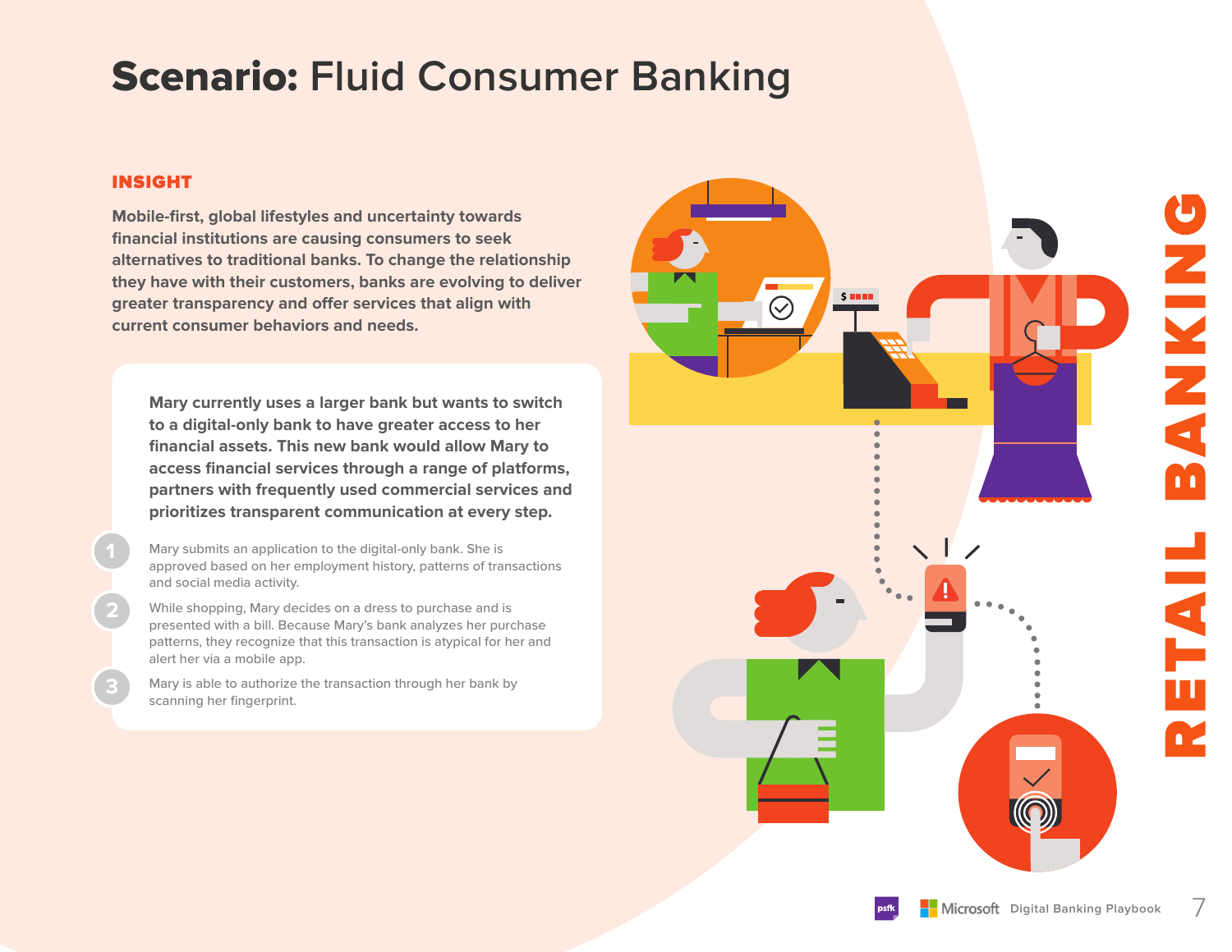# **Scenario:** Fluid Consumer Banking

## INSIGHT

**Mobile-first, global lifestyles and uncertainty towards financial institutions are causing consumers to seek alternatives to traditional banks. To change the relationship they have with their customers, banks are evolving to deliver greater transparency and offer services that align with current consumer behaviors and needs.**

**Mary currently uses a larger bank but wants to switch to a digital-only bank to have greater access to her financial assets. This new bank would allow Mary to access financial services through a range of platforms, partners with frequently used commercial services and prioritizes transparent communication at every step.**

1. Mary submits an application to the digital-only bank. She is approved based on her employment history, patterns of transactions and social media activity.
2. While shopping, Mary decides on a dress to purchase and is presented with a bill. Because Mary's bank analyzes her purchase patterns, they recognize that this transaction is atypical for her and alert her via a mobile app.
3. Mary is able to authorize the transaction through her bank by scanning her fingerprint.

RETAIL BANKING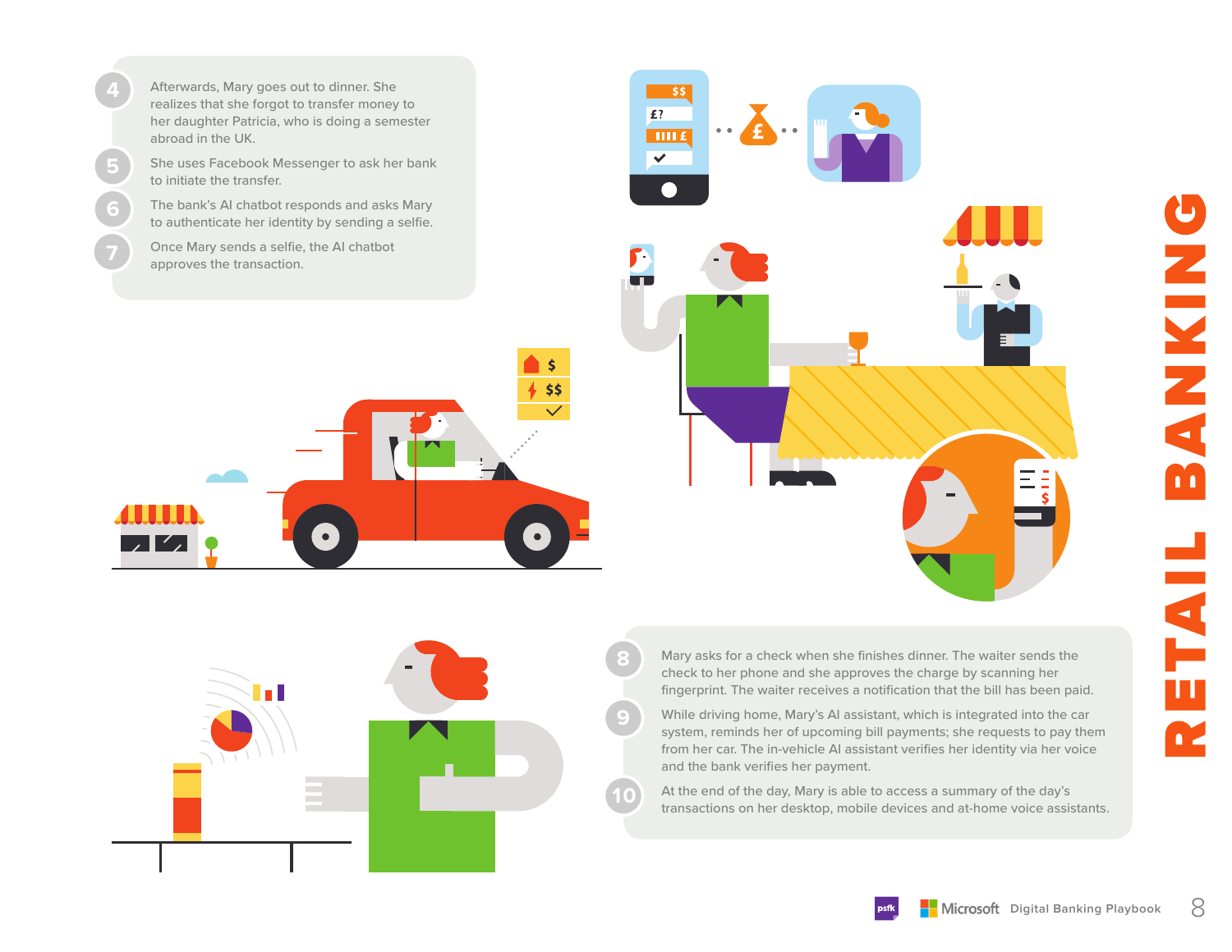# RETAIL BANKING

4. Afterwards, Mary goes out to dinner. She realizes that she forgot to transfer money to her daughter Patricia, who is doing a semester abroad in the UK.
5. She uses Facebook Messenger to ask her bank to initiate the transfer.
6. The bank's AI chatbot responds and asks Mary to authenticate her identity by sending a selfie.
7. Once Mary sends a selfie, the AI chatbot approves the transaction.

8. Mary asks for a check when she finishes dinner. The waiter sends the check to her phone and she approves the charge by scanning her fingerprint. The waiter receives a notification that the bill has been paid.
9. While driving home, Mary's AI assistant, which is integrated into the car system, reminds her of upcoming bill payments; she requests to pay them from her car. The in-vehicle AI assistant verifies her identity via her voice and the bank verifies her payment.
10. At the end of the day, Mary is able to access a summary of the day's transactions on her desktop, mobile devices and at-home voice assistants.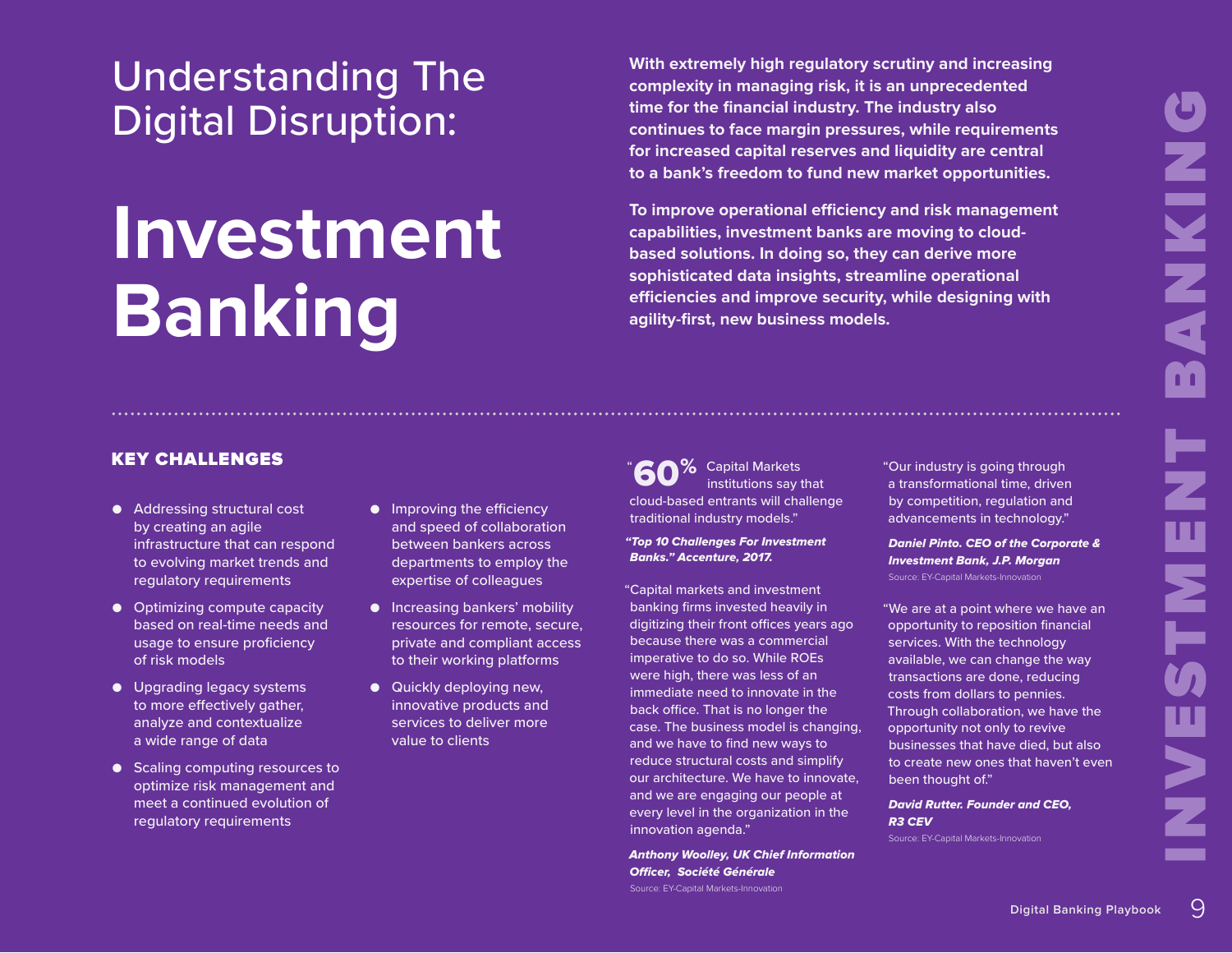# Understanding The Digital Disruption:

# Investment Banking

**With extremely high regulatory scrutiny and increasing complexity in managing risk, it is an unprecedented time for the financial industry. The industry also continues to face margin pressures, while requirements for increased capital reserves and liquidity are central to a bank's freedom to fund new market opportunities.**

**To improve operational efficiency and risk management capabilities, investment banks are moving to cloud-based solutions. In doing so, they can derive more sophisticated data insights, streamline operational efficiencies and improve security, while designing with agility-first, new business models.**

## KEY CHALLENGES

- Addressing structural cost by creating an agile infrastructure that can respond to evolving market trends and regulatory requirements
- Optimizing compute capacity based on real-time needs and usage to ensure proficiency of risk models
- Upgrading legacy systems to more effectively gather, analyze and contextualize a wide range of data
- Scaling computing resources to optimize risk management and meet a continued evolution of regulatory requirements
- Improving the efficiency and speed of collaboration between bankers across departments to employ the expertise of colleagues
- Increasing bankers' mobility resources for remote, secure, private and compliant access to their working platforms
- Quickly deploying new, innovative products and services to deliver more value to clients

"**60%** Capital Markets institutions say that cloud-based entrants will challenge traditional industry models."

***"Top 10 Challenges For Investment Banks." Accenture, 2017.***

"Capital markets and investment banking firms invested heavily in digitizing their front offices years ago because there was a commercial imperative to do so. While ROEs were high, there was less of an immediate need to innovate in the back office. That is no longer the case. The business model is changing, and we have to find new ways to reduce structural costs and simplify our architecture. We have to innovate, and we are engaging our people at every level in the organization in the innovation agenda."

***Anthony Woolley, UK Chief Information Officer, Société Générale***

Source: EY-Capital Markets-Innovation

"Our industry is going through a transformational time, driven by competition, regulation and advancements in technology."

***Daniel Pinto. CEO of the Corporate & Investment Bank, J.P. Morgan***

Source: EY-Capital Markets-Innovation

"We are at a point where we have an opportunity to reposition financial services. With the technology available, we can change the way transactions are done, reducing costs from dollars to pennies. Through collaboration, we have the opportunity not only to revive businesses that have died, but also to create new ones that haven't even been thought of."

***David Rutter. Founder and CEO, R3 CEV***

Source: EY-Capital Markets-Innovation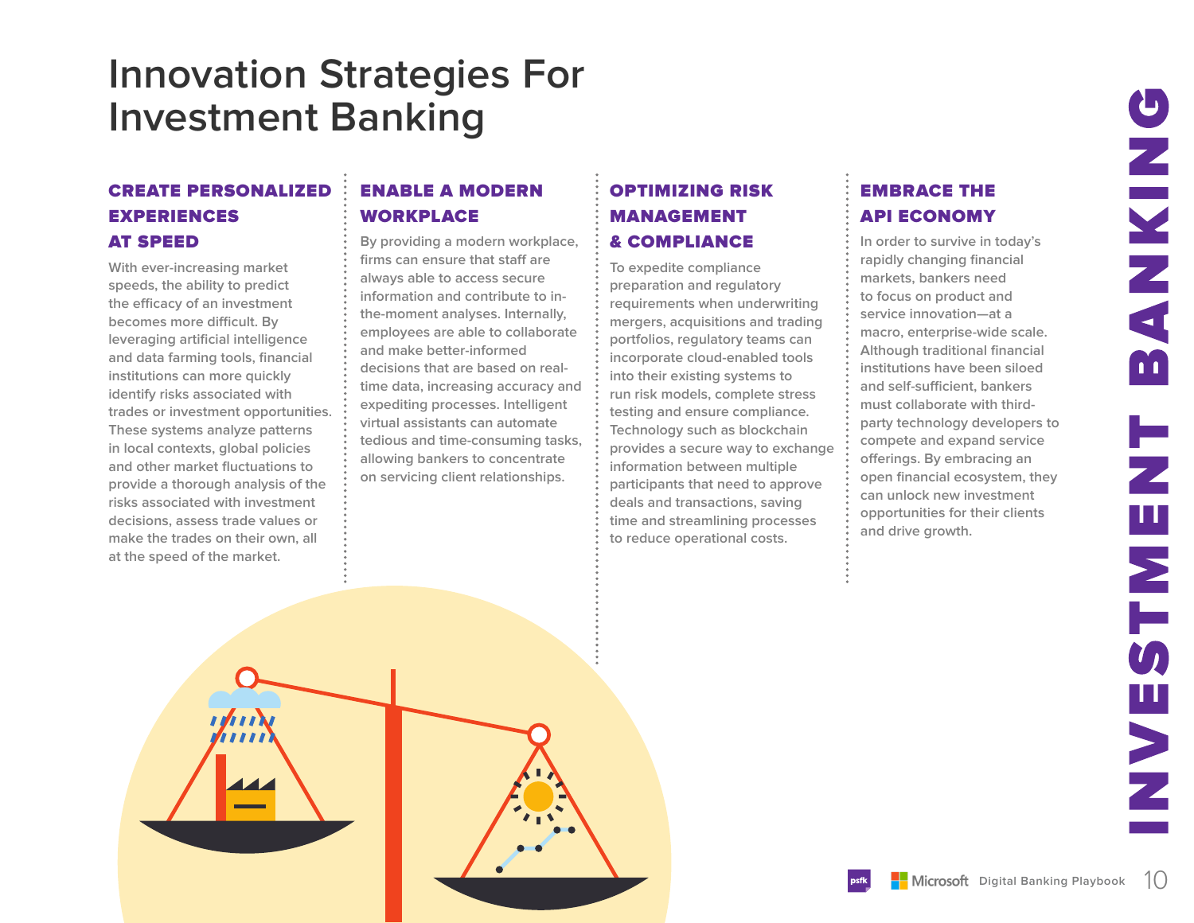# Innovation Strategies For Investment Banking

## CREATE PERSONALIZED EXPERIENCES AT SPEED

With ever-increasing market speeds, the ability to predict the efficacy of an investment becomes more difficult. By leveraging artificial intelligence and data farming tools, financial institutions can more quickly identify risks associated with trades or investment opportunities. These systems analyze patterns in local contexts, global policies and other market fluctuations to provide a thorough analysis of the risks associated with investment decisions, assess trade values or make the trades on their own, all at the speed of the market.

## ENABLE A MODERN WORKPLACE

By providing a modern workplace, firms can ensure that staff are always able to access secure information and contribute to in-the-moment analyses. Internally, employees are able to collaborate and make better-informed decisions that are based on real-time data, increasing accuracy and expediting processes. Intelligent virtual assistants can automate tedious and time-consuming tasks, allowing bankers to concentrate on servicing client relationships.

## OPTIMIZING RISK MANAGEMENT & COMPLIANCE

To expedite compliance preparation and regulatory requirements when underwriting mergers, acquisitions and trading portfolios, regulatory teams can incorporate cloud-enabled tools into their existing systems to run risk models, complete stress testing and ensure compliance. Technology such as blockchain provides a secure way to exchange information between multiple participants that need to approve deals and transactions, saving time and streamlining processes to reduce operational costs.

## EMBRACE THE API ECONOMY

In order to survive in today's rapidly changing financial markets, bankers need to focus on product and service innovation—at a macro, enterprise-wide scale. Although traditional financial institutions have been siloed and self-sufficient, bankers must collaborate with third-party technology developers to compete and expand service offerings. By embracing an open financial ecosystem, they can unlock new investment opportunities for their clients and drive growth.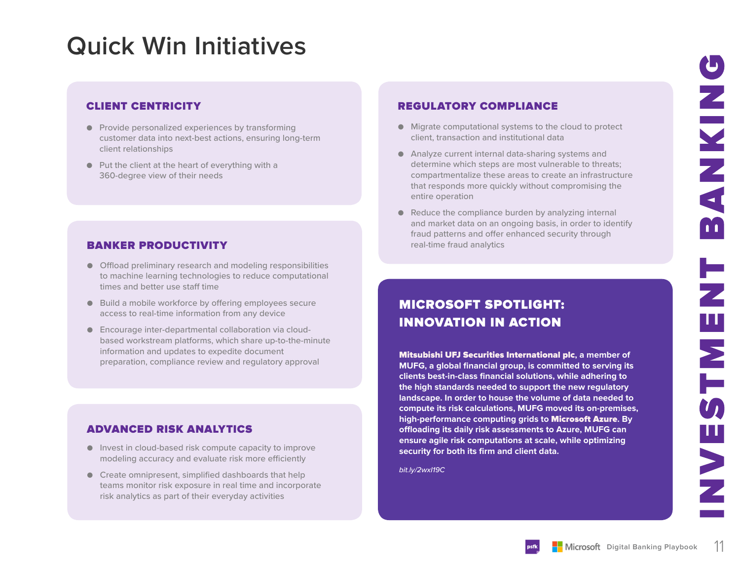# Quick Win Initiatives

## CLIENT CENTRICITY

- Provide personalized experiences by transforming customer data into next-best actions, ensuring long-term client relationships
- Put the client at the heart of everything with a 360-degree view of their needs

## BANKER PRODUCTIVITY

- Offload preliminary research and modeling responsibilities to machine learning technologies to reduce computational times and better use staff time
- Build a mobile workforce by offering employees secure access to real-time information from any device
- Encourage inter-departmental collaboration via cloud-based workstream platforms, which share up-to-the-minute information and updates to expedite document preparation, compliance review and regulatory approval

## ADVANCED RISK ANALYTICS

- Invest in cloud-based risk compute capacity to improve modeling accuracy and evaluate risk more efficiently
- Create omnipresent, simplified dashboards that help teams monitor risk exposure in real time and incorporate risk analytics as part of their everyday activities

## REGULATORY COMPLIANCE

- Migrate computational systems to the cloud to protect client, transaction and institutional data
- Analyze current internal data-sharing systems and determine which steps are most vulnerable to threats; compartmentalize these areas to create an infrastructure that responds more quickly without compromising the entire operation
- Reduce the compliance burden by analyzing internal and market data on an ongoing basis, in order to identify fraud patterns and offer enhanced security through real-time fraud analytics

## MICROSOFT SPOTLIGHT: INNOVATION IN ACTION

**Mitsubishi UFJ Securities International plc**, a member of MUFG, a global financial group, is committed to serving its clients best-in-class financial solutions, while adhering to the high standards needed to support the new regulatory landscape. In order to house the volume of data needed to compute its risk calculations, MUFG moved its on-premises, high-performance computing grids to **Microsoft Azure**. By offloading its daily risk assessments to Azure, MUFG can ensure agile risk computations at scale, while optimizing security for both its firm and client data.

*bit.ly/2wxI19C*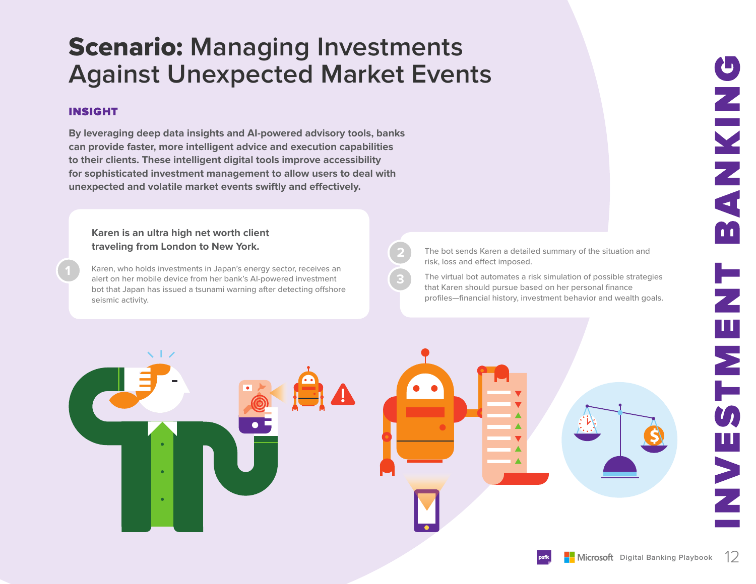# Scenario: Managing Investments Against Unexpected Market Events

## INSIGHT

**By leveraging deep data insights and AI-powered advisory tools, banks can provide faster, more intelligent advice and execution capabilities to their clients. These intelligent digital tools improve accessibility for sophisticated investment management to allow users to deal with unexpected and volatile market events swiftly and effectively.**

**Karen is an ultra high net worth client traveling from London to New York.**

1. Karen, who holds investments in Japan's energy sector, receives an alert on her mobile device from her bank's AI-powered investment bot that Japan has issued a tsunami warning after detecting offshore seismic activity.

2. The bot sends Karen a detailed summary of the situation and risk, loss and effect imposed.

3. The virtual bot automates a risk simulation of possible strategies that Karen should pursue based on her personal finance profiles—financial history, investment behavior and wealth goals.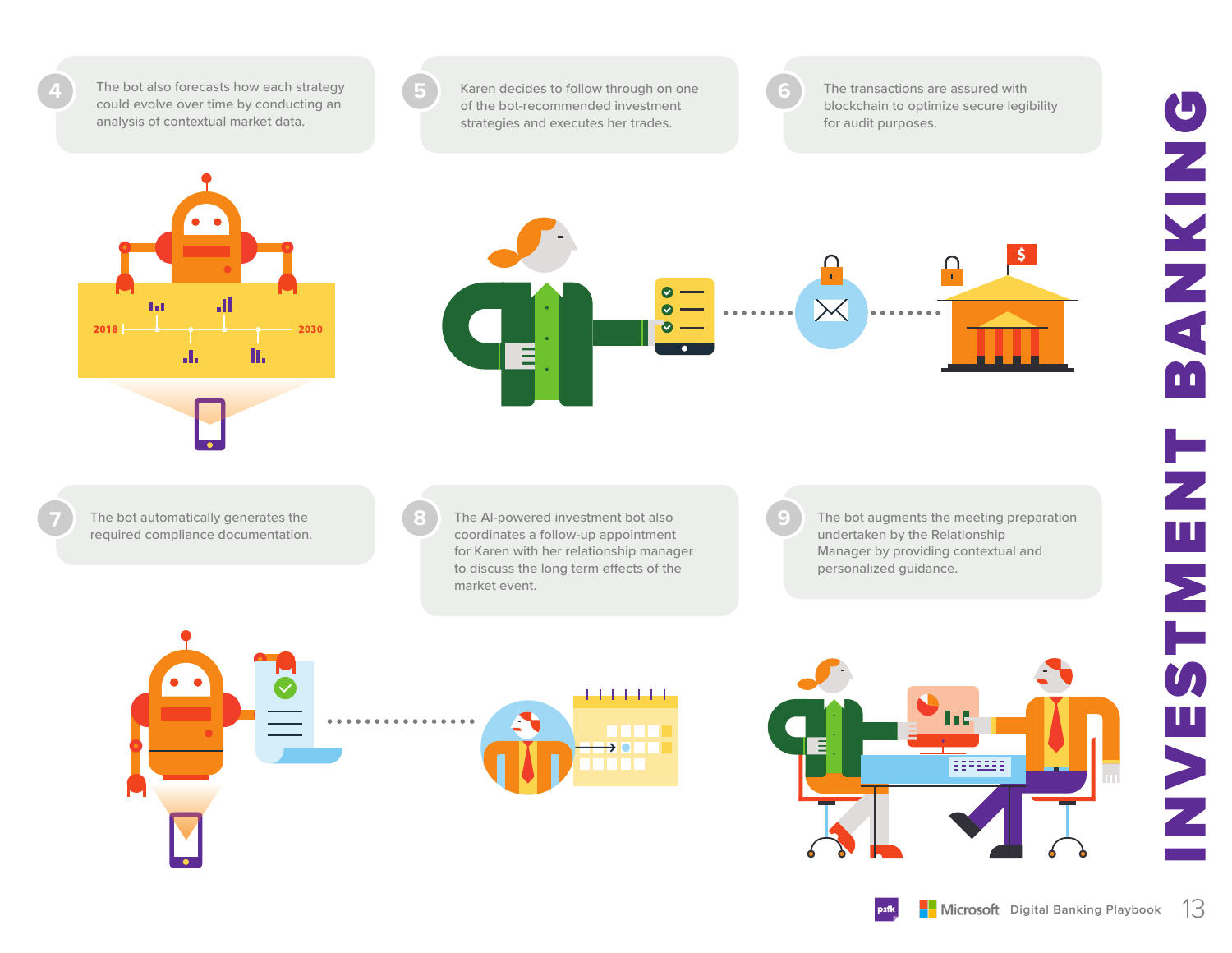# INVESTMENT BANKING

4. The bot also forecasts how each strategy could evolve over time by conducting an analysis of contextual market data.

5. Karen decides to follow through on one of the bot-recommended investment strategies and executes her trades.

6. The transactions are assured with blockchain to optimize secure legibility for audit purposes.

7. The bot automatically generates the required compliance documentation.

8. The AI-powered investment bot also coordinates a follow-up appointment for Karen with her relationship manager to discuss the long term effects of the market event.

9. The bot augments the meeting preparation undertaken by the Relationship Manager by providing contextual and personalized guidance.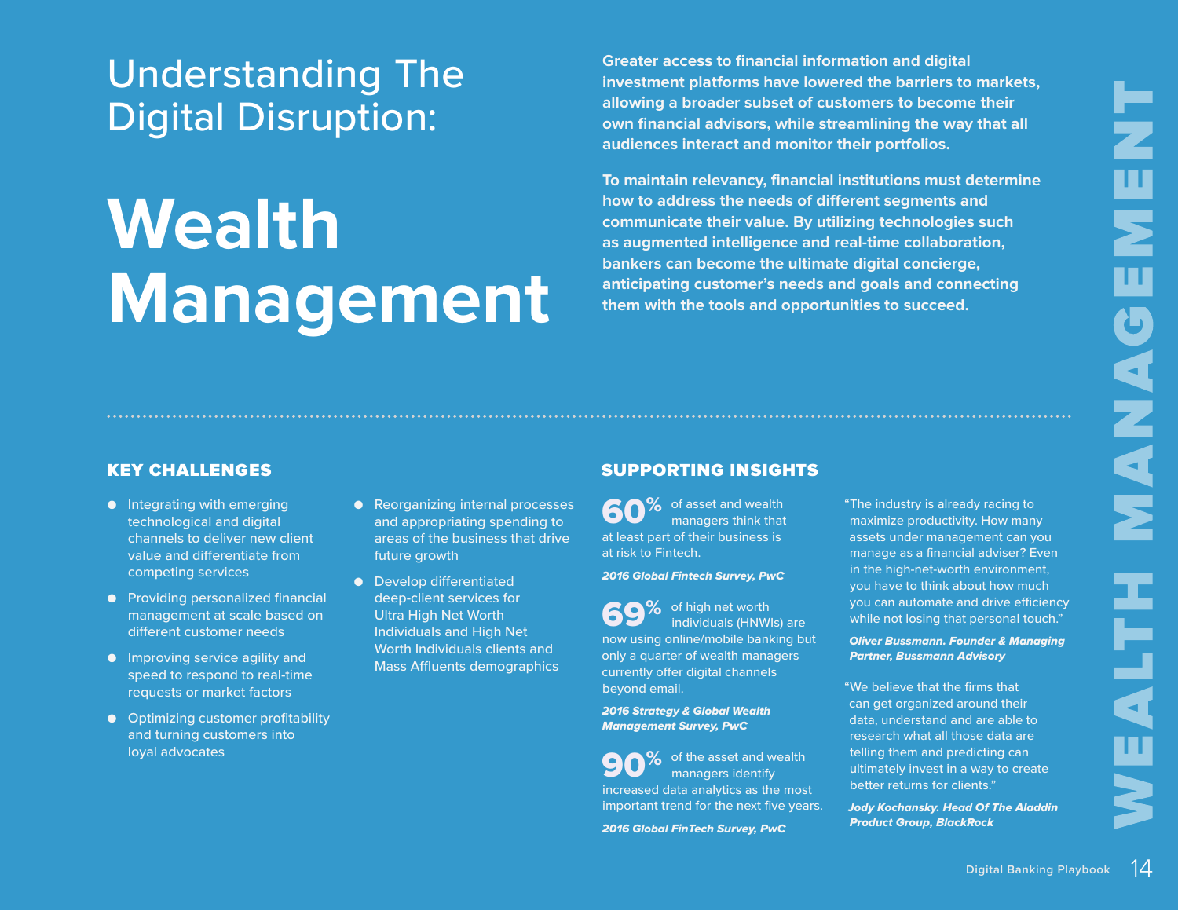# Understanding The Digital Disruption:

# Wealth Management

**Greater access to financial information and digital investment platforms have lowered the barriers to markets, allowing a broader subset of customers to become their own financial advisors, while streamlining the way that all audiences interact and monitor their portfolios.**

**To maintain relevancy, financial institutions must determine how to address the needs of different segments and communicate their value. By utilizing technologies such as augmented intelligence and real-time collaboration, bankers can become the ultimate digital concierge, anticipating customer's needs and goals and connecting them with the tools and opportunities to succeed.**

## KEY CHALLENGES

- Integrating with emerging technological and digital channels to deliver new client value and differentiate from competing services
- Providing personalized financial management at scale based on different customer needs
- Improving service agility and speed to respond to real-time requests or market factors
- Optimizing customer profitability and turning customers into loyal advocates
- Reorganizing internal processes and appropriating spending to areas of the business that drive future growth
- Develop differentiated deep-client services for Ultra High Net Worth Individuals and High Net Worth Individuals clients and Mass Affluents demographics

## SUPPORTING INSIGHTS

**60%** of asset and wealth managers think that at least part of their business is at risk to Fintech.

***2016 Global Fintech Survey, PwC***

**69%** of high net worth individuals (HNWIs) are now using online/mobile banking but only a quarter of wealth managers currently offer digital channels beyond email.

***2016 Strategy & Global Wealth Management Survey, PwC***

**90%** of the asset and wealth managers identify increased data analytics as the most important trend for the next five years.

***2016 Global FinTech Survey, PwC***

"The industry is already racing to maximize productivity. How many assets under management can you manage as a financial adviser? Even in the high-net-worth environment, you have to think about how much you can automate and drive efficiency while not losing that personal touch."

***Oliver Bussmann. Founder & Managing Partner, Bussmann Advisory***

"We believe that the firms that can get organized around their data, understand and are able to research what all those data are telling them and predicting can ultimately invest in a way to create better returns for clients."

***Jody Kochansky. Head Of The Aladdin Product Group, BlackRock***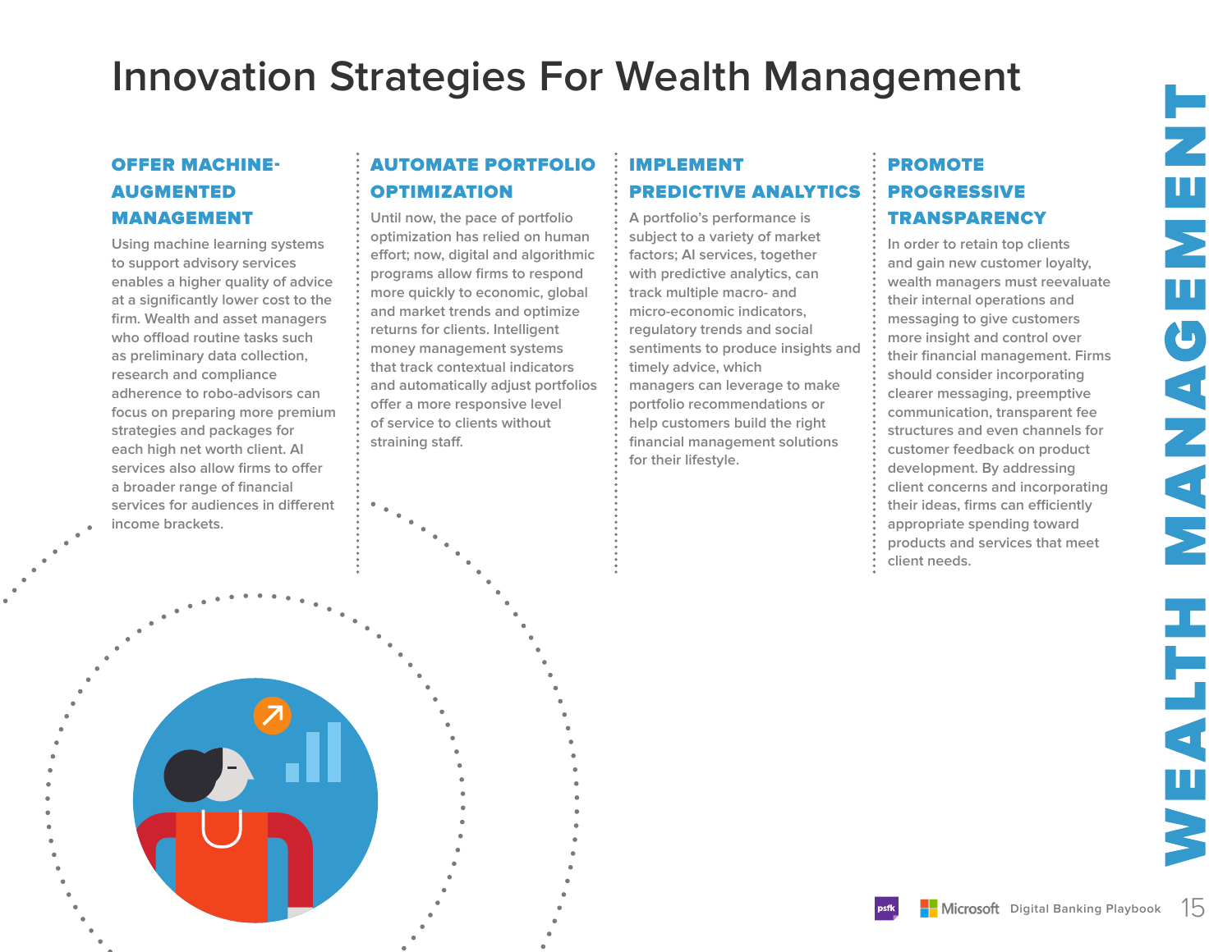# Innovation Strategies For Wealth Management

### OFFER MACHINE-AUGMENTED MANAGEMENT

Using machine learning systems to support advisory services enables a higher quality of advice at a significantly lower cost to the firm. Wealth and asset managers who offload routine tasks such as preliminary data collection, research and compliance adherence to robo-advisors can focus on preparing more premium strategies and packages for each high net worth client. AI services also allow firms to offer a broader range of financial services for audiences in different income brackets.

### AUTOMATE PORTFOLIO OPTIMIZATION

Until now, the pace of portfolio optimization has relied on human effort; now, digital and algorithmic programs allow firms to respond more quickly to economic, global and market trends and optimize returns for clients. Intelligent money management systems that track contextual indicators and automatically adjust portfolios offer a more responsive level of service to clients without straining staff.

### IMPLEMENT PREDICTIVE ANALYTICS

A portfolio's performance is subject to a variety of market factors; AI services, together with predictive analytics, can track multiple macro- and micro-economic indicators, regulatory trends and social sentiments to produce insights and timely advice, which managers can leverage to make portfolio recommendations or help customers build the right financial management solutions for their lifestyle.

### PROMOTE PROGRESSIVE TRANSPARENCY

In order to retain top clients and gain new customer loyalty, wealth managers must reevaluate their internal operations and messaging to give customers more insight and control over their financial management. Firms should consider incorporating clearer messaging, preemptive communication, transparent fee structures and even channels for customer feedback on product development. By addressing client concerns and incorporating their ideas, firms can efficiently appropriate spending toward products and services that meet client needs.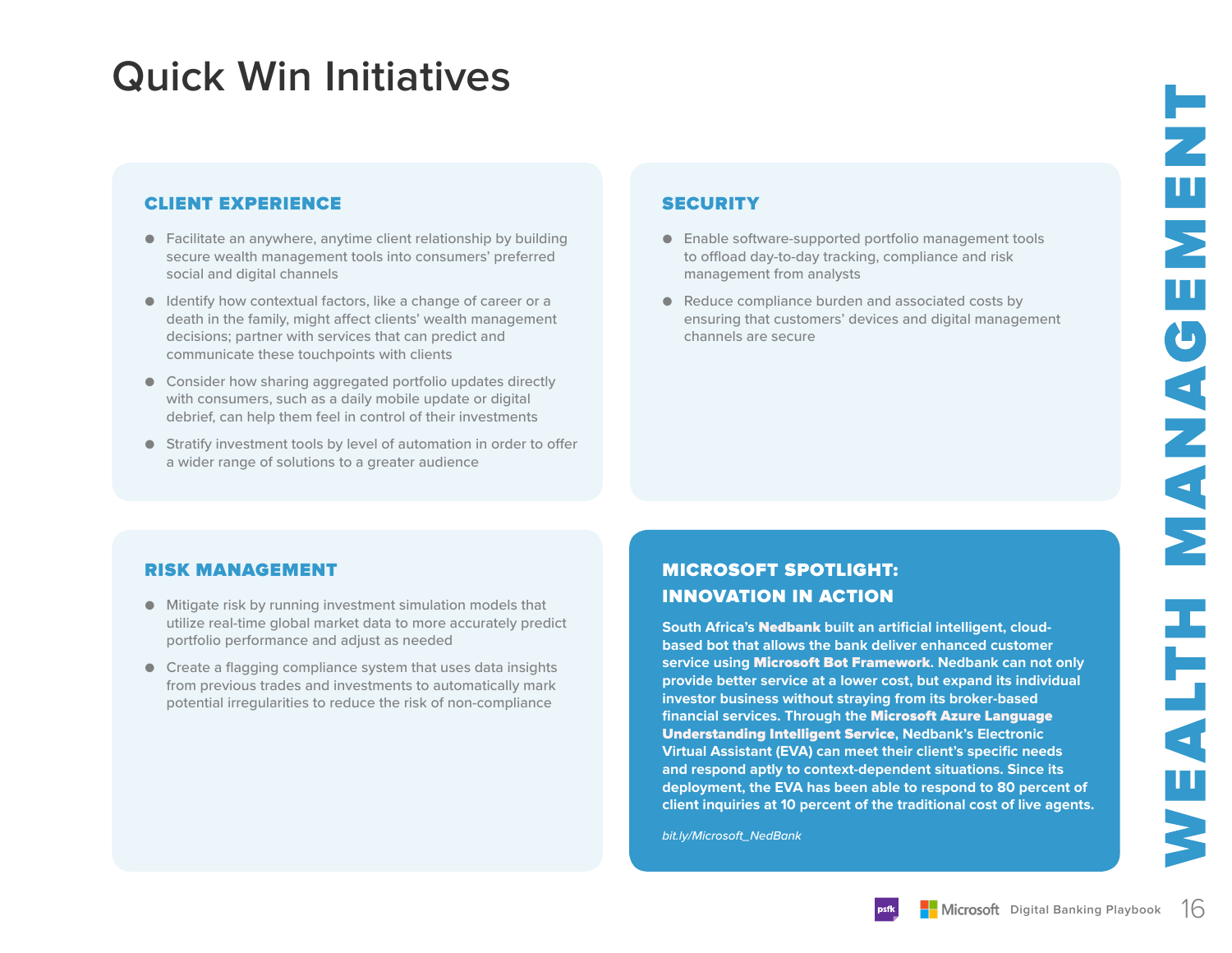# Quick Win Initiatives

## CLIENT EXPERIENCE

- Facilitate an anywhere, anytime client relationship by building secure wealth management tools into consumers' preferred social and digital channels
- Identify how contextual factors, like a change of career or a death in the family, might affect clients' wealth management decisions; partner with services that can predict and communicate these touchpoints with clients
- Consider how sharing aggregated portfolio updates directly with consumers, such as a daily mobile update or digital debrief, can help them feel in control of their investments
- Stratify investment tools by level of automation in order to offer a wider range of solutions to a greater audience

## SECURITY

- Enable software-supported portfolio management tools to offload day-to-day tracking, compliance and risk management from analysts
- Reduce compliance burden and associated costs by ensuring that customers' devices and digital management channels are secure

## RISK MANAGEMENT

- Mitigate risk by running investment simulation models that utilize real-time global market data to more accurately predict portfolio performance and adjust as needed
- Create a flagging compliance system that uses data insights from previous trades and investments to automatically mark potential irregularities to reduce the risk of non-compliance

## MICROSOFT SPOTLIGHT: INNOVATION IN ACTION

South Africa's **Nedbank** built an artificial intelligent, cloud-based bot that allows the bank deliver enhanced customer service using **Microsoft Bot Framework**. Nedbank can not only provide better service at a lower cost, but expand its individual investor business without straying from its broker-based financial services. Through the **Microsoft Azure Language Understanding Intelligent Service**, Nedbank's Electronic Virtual Assistant (EVA) can meet their client's specific needs and respond aptly to context-dependent situations. Since its deployment, the EVA has been able to respond to 80 percent of client inquiries at 10 percent of the traditional cost of live agents.

*bit.ly/Microsoft_NedBank*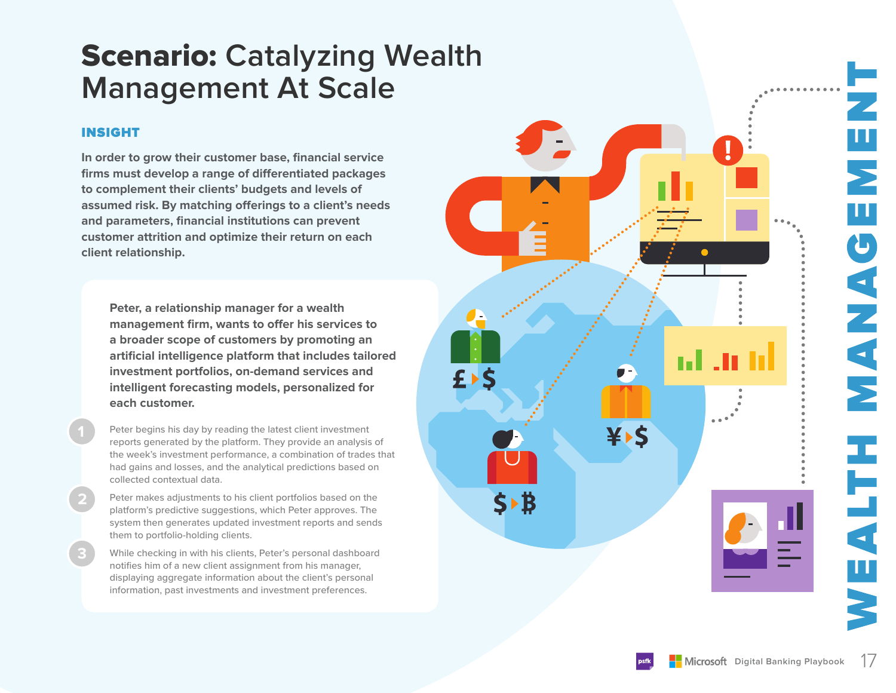# **Scenario:** Catalyzing Wealth Management At Scale

## INSIGHT

**In order to grow their customer base, financial service firms must develop a range of differentiated packages to complement their clients' budgets and levels of assumed risk. By matching offerings to a client's needs and parameters, financial institutions can prevent customer attrition and optimize their return on each client relationship.**

**Peter, a relationship manager for a wealth management firm, wants to offer his services to a broader scope of customers by promoting an artificial intelligence platform that includes tailored investment portfolios, on-demand services and intelligent forecasting models, personalized for each customer.**

1. Peter begins his day by reading the latest client investment reports generated by the platform. They provide an analysis of the week's investment performance, a combination of trades that had gains and losses, and the analytical predictions based on collected contextual data.
2. Peter makes adjustments to his client portfolios based on the platform's predictive suggestions, which Peter approves. The system then generates updated investment reports and sends them to portfolio-holding clients.
3. While checking in with his clients, Peter's personal dashboard notifies him of a new client assignment from his manager, displaying aggregate information about the client's personal information, past investments and investment preferences.

WEALTH MANAGEMENT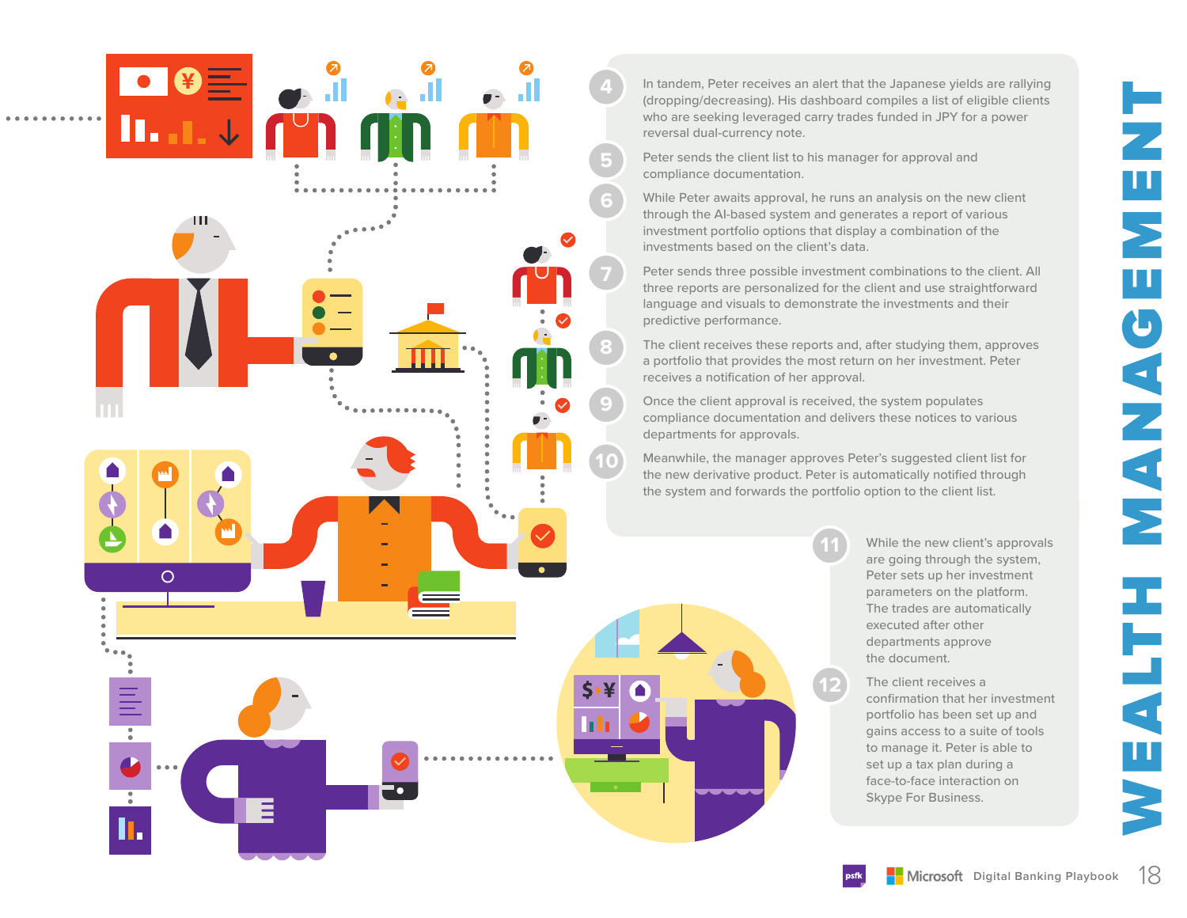# WEALTH MANAGEMENT

4. In tandem, Peter receives an alert that the Japanese yields are rallying (dropping/decreasing). His dashboard compiles a list of eligible clients who are seeking leveraged carry trades funded in JPY for a power reversal dual-currency note.

5. Peter sends the client list to his manager for approval and compliance documentation.

6. While Peter awaits approval, he runs an analysis on the new client through the AI-based system and generates a report of various investment portfolio options that display a combination of the investments based on the client's data.

7. Peter sends three possible investment combinations to the client. All three reports are personalized for the client and use straightforward language and visuals to demonstrate the investments and their predictive performance.

8. The client receives these reports and, after studying them, approves a portfolio that provides the most return on her investment. Peter receives a notification of her approval.

9. Once the client approval is received, the system populates compliance documentation and delivers these notices to various departments for approvals.

10. Meanwhile, the manager approves Peter's suggested client list for the new derivative product. Peter is automatically notified through the system and forwards the portfolio option to the client list.

11. While the new client's approvals are going through the system, Peter sets up her investment parameters on the platform. The trades are automatically executed after other departments approve the document.

12. The client receives a confirmation that her investment portfolio has been set up and gains access to a suite of tools to manage it. Peter is able to set up a tax plan during a face-to-face interaction on Skype For Business.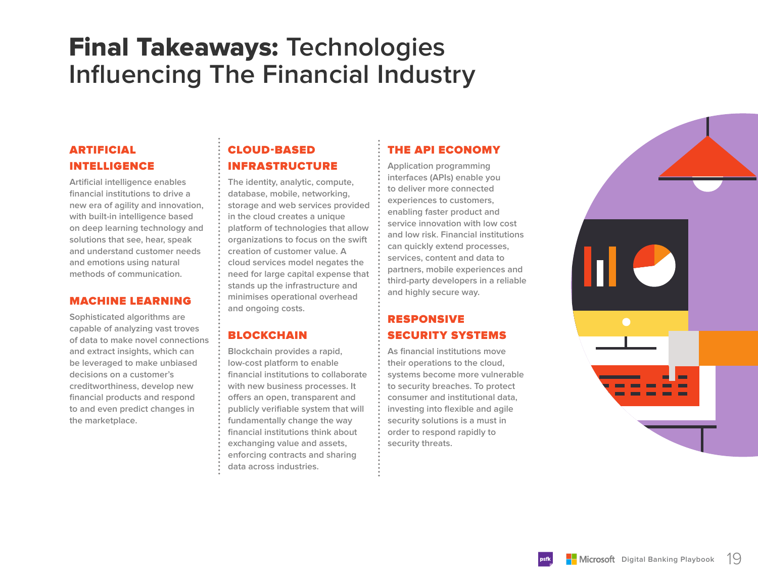# **Final Takeaways:** Technologies Influencing The Financial Industry

## ARTIFICIAL INTELLIGENCE

Artificial intelligence enables financial institutions to drive a new era of agility and innovation, with built-in intelligence based on deep learning technology and solutions that see, hear, speak and understand customer needs and emotions using natural methods of communication.

## MACHINE LEARNING

Sophisticated algorithms are capable of analyzing vast troves of data to make novel connections and extract insights, which can be leveraged to make unbiased decisions on a customer's creditworthiness, develop new financial products and respond to and even predict changes in the marketplace.

## CLOUD-BASED INFRASTRUCTURE

The identity, analytic, compute, database, mobile, networking, storage and web services provided in the cloud creates a unique platform of technologies that allow organizations to focus on the swift creation of customer value. A cloud services model negates the need for large capital expense that stands up the infrastructure and minimises operational overhead and ongoing costs.

## BLOCKCHAIN

Blockchain provides a rapid, low-cost platform to enable financial institutions to collaborate with new business processes. It offers an open, transparent and publicly verifiable system that will fundamentally change the way financial institutions think about exchanging value and assets, enforcing contracts and sharing data across industries.

## THE API ECONOMY

Application programming interfaces (APIs) enable you to deliver more connected experiences to customers, enabling faster product and service innovation with low cost and low risk. Financial institutions can quickly extend processes, services, content and data to partners, mobile experiences and third-party developers in a reliable and highly secure way.

## RESPONSIVE SECURITY SYSTEMS

As financial institutions move their operations to the cloud, systems become more vulnerable to security breaches. To protect consumer and institutional data, investing into flexible and agile security solutions is a must in order to respond rapidly to security threats.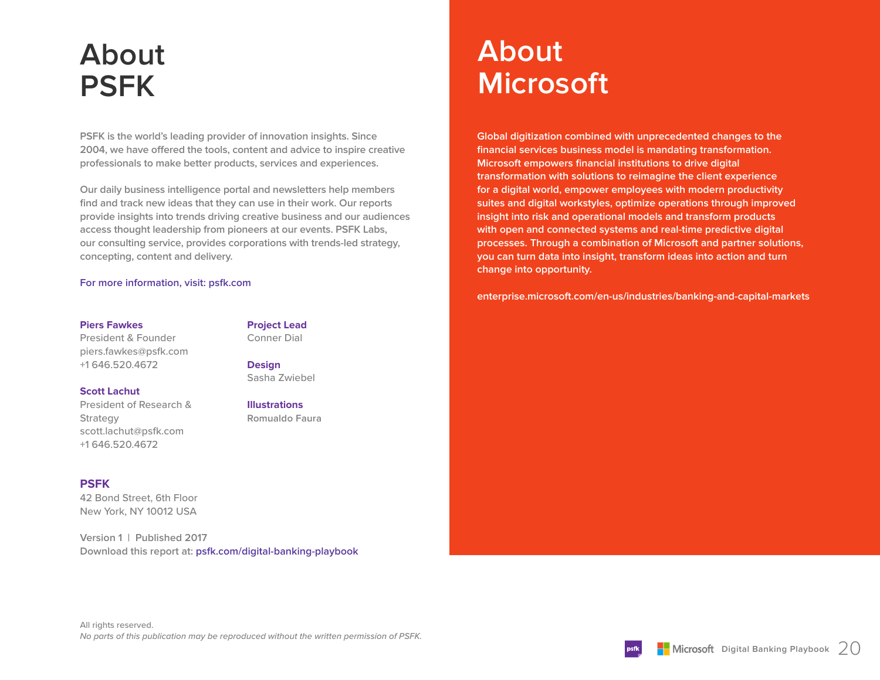# About PSFK

PSFK is the world's leading provider of innovation insights. Since 2004, we have offered the tools, content and advice to inspire creative professionals to make better products, services and experiences.

Our daily business intelligence portal and newsletters help members find and track new ideas that they can use in their work. Our reports provide insights into trends driving creative business and our audiences access thought leadership from pioneers at our events. PSFK Labs, our consulting service, provides corporations with trends-led strategy, concepting, content and delivery.

For more information, visit: psfk.com

**Piers Fawkes**
President & Founder
piers.fawkes@psfk.com
+1 646.520.4672

**Scott Lachut**
President of Research & Strategy
scott.lachut@psfk.com
+1 646.520.4672

**Project Lead**
Conner Dial

**Design**
Sasha Zwiebel

**Illustrations**
Romualdo Faura

**PSFK**
42 Bond Street, 6th Floor
New York, NY 10012 USA

Version 1 | Published 2017
Download this report at: psfk.com/digital-banking-playbook

All rights reserved.
*No parts of this publication may be reproduced without the written permission of PSFK.*

# About Microsoft

Global digitization combined with unprecedented changes to the financial services business model is mandating transformation. Microsoft empowers financial institutions to drive digital transformation with solutions to reimagine the client experience for a digital world, empower employees with modern productivity suites and digital workstyles, optimize operations through improved insight into risk and operational models and transform products with open and connected systems and real-time predictive digital processes. Through a combination of Microsoft and partner solutions, you can turn data into insight, transform ideas into action and turn change into opportunity.

enterprise.microsoft.com/en-us/industries/banking-and-capital-markets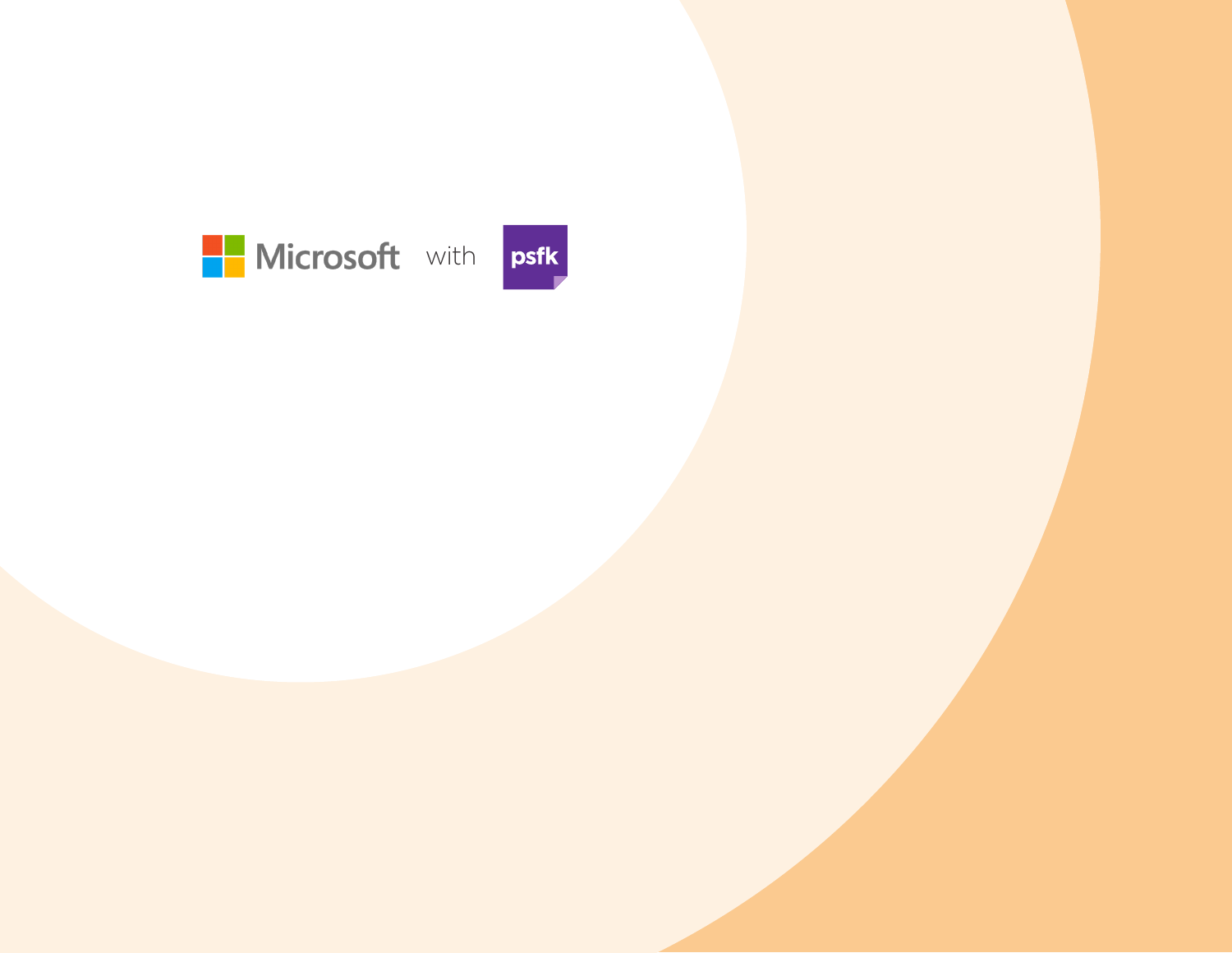Microsoft with psfk